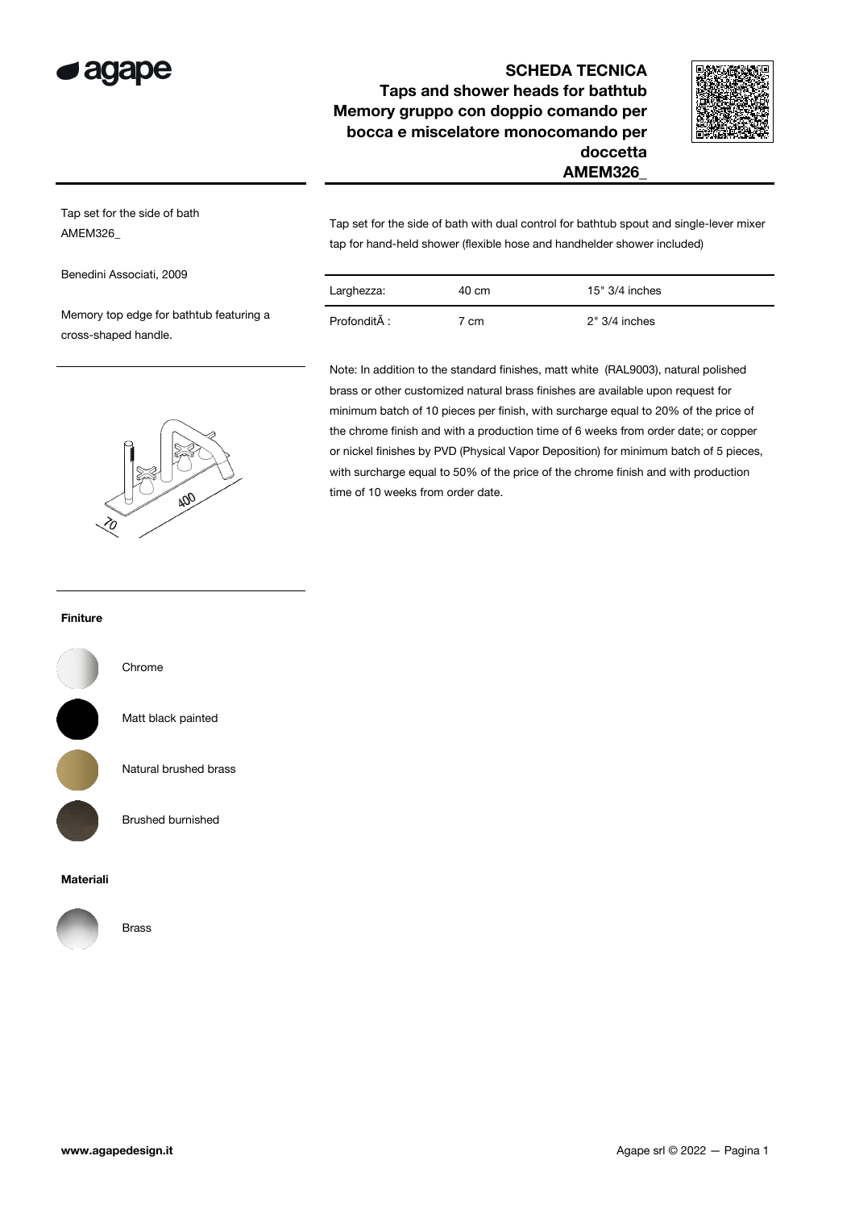# SCHEDA TECNICA

## Taps and shower heads for bathtub

## Memory gruppo con doppio comando per bocca e miscelatore monocomando per doccetta

## AMEM326_

Tap set for the side of bath
AMEM326_

Benedini Associati, 2009

Memory top edge for bathtub featuring a cross-shaped handle.

Tap set for the side of bath with dual control for bathtub spout and single-lever mixer tap for hand-held shower (flexible hose and handhelder shower included)

| | | |
|---|---|---|
| Larghezza: | 40 cm | 15" 3/4 inches |
| ProfonditÃ : | 7 cm | 2" 3/4 inches |

Note: In addition to the standard finishes, matt white (RAL9003), natural polished brass or other customized natural brass finishes are available upon request for minimum batch of 10 pieces per finish, with surcharge equal to 20% of the price of the chrome finish and with a production time of 6 weeks from order date; or copper or nickel finishes by PVD (Physical Vapor Deposition) for minimum batch of 5 pieces, with surcharge equal to 50% of the price of the chrome finish and with production time of 10 weeks from order date.

70

400

**Finiture**

- Chrome
- Matt black painted
- Natural brushed brass
- Brushed burnished

**Materiali**

- Brass

www.agapedesign.it

Agape srl © 2022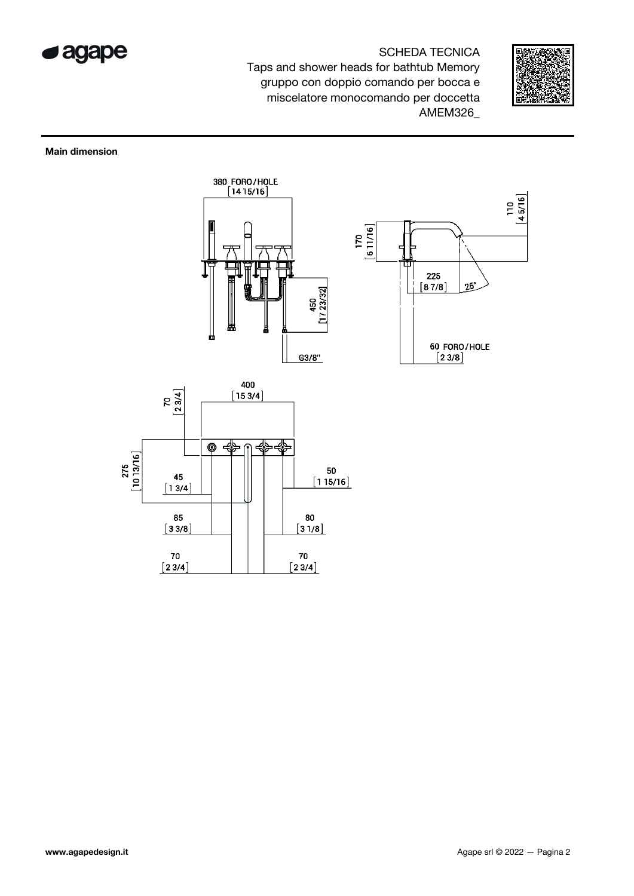SCHEDA TECNICA
Taps and shower heads for bathtub Memory
gruppo con doppio comando per bocca e
miscelatore monocomando per doccetta
AMEM326_

**Main dimension**

380 FORO/HOLE
[14 15/16]

450
[17 23/32]

G3/8"

170
[6 11/16]

110
[4 5/16]

225
[8 7/8]

25°

60 FORO/HOLE
[2 3/8]

400
[15 3/4]

70
[2 3/4]

275
[10 13/16]

45
[1 3/4]

50
[1 15/16]

85
[3 3/8]

80
[3 1/8]

70
[2 3/4]

70
[2 3/4]